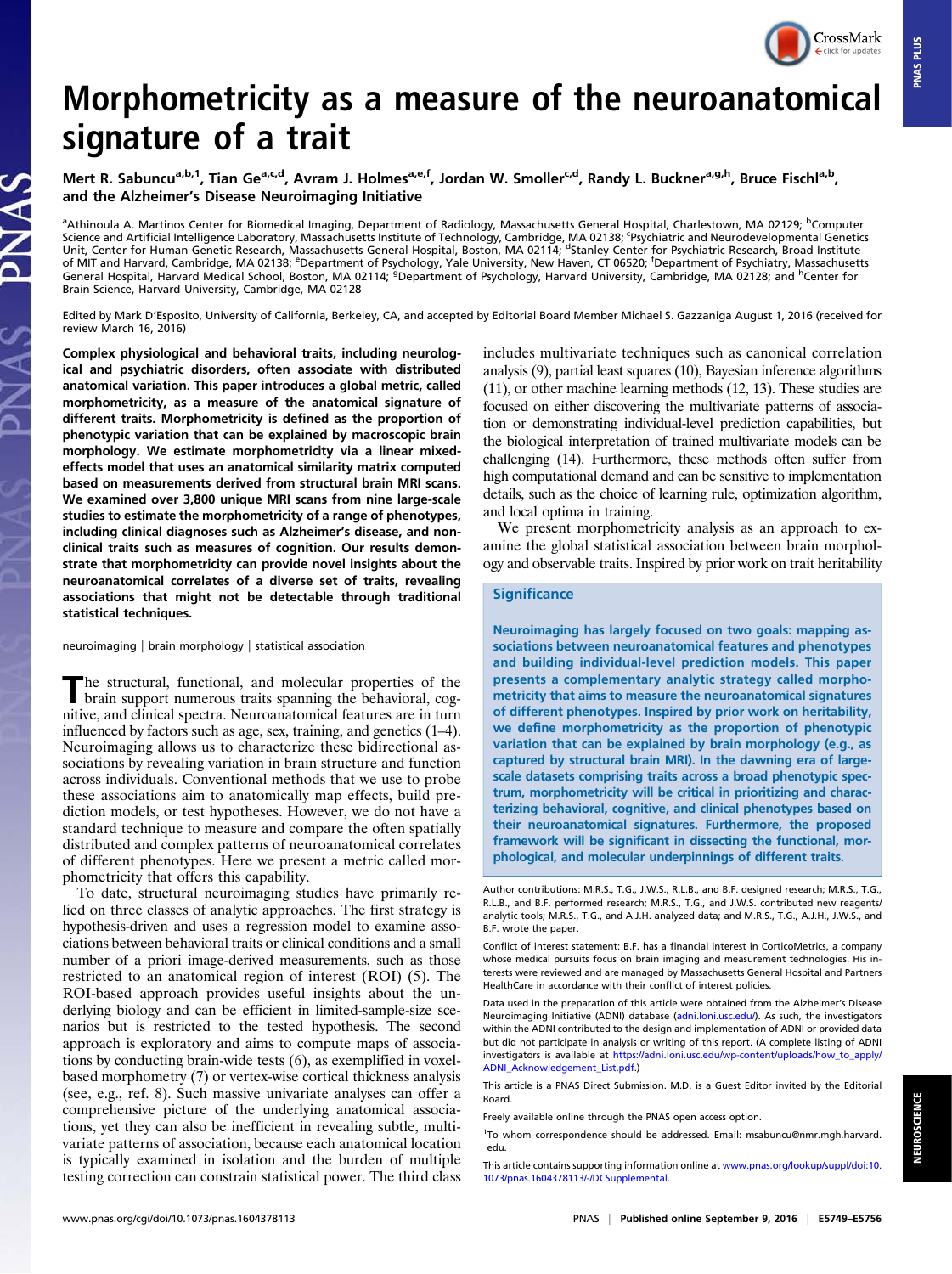# Morphometricity as a measure of the neuroanatomical signature of a trait

Mert R. Sabuncu[a,b,1], Tian Ge[a,c,d], Avram J. Holmes[a,e,f], Jordan W. Smoller[c,d], Randy L. Buckner[a,g,h], Bruce Fischl[a,b], and the Alzheimer's Disease Neuroimaging Initiative

[a]Athinoula A. Martinos Center for Biomedical Imaging, Department of Radiology, Massachusetts General Hospital, Charlestown, MA 02129; [b]Computer Science and Artificial Intelligence Laboratory, Massachusetts Institute of Technology, Cambridge, MA 02138; [c]Psychiatric and Neurodevelopmental Genetics Unit, Center for Human Genetic Research, Massachusetts General Hospital, Boston, MA 02114; [d]Stanley Center for Psychiatric Research, Broad Institute of MIT and Harvard, Cambridge, MA 02138; [e]Department of Psychology, Yale University, New Haven, CT 06520; [f]Department of Psychiatry, Massachusetts General Hospital, Harvard Medical School, Boston, MA 02114; [g]Department of Psychology, Harvard University, Cambridge, MA 02128; and [h]Center for Brain Science, Harvard University, Cambridge, MA 02128

Edited by Mark D'Esposito, University of California, Berkeley, CA, and accepted by Editorial Board Member Michael S. Gazzaniga August 1, 2016 (received for review March 16, 2016)

**Complex physiological and behavioral traits, including neurological and psychiatric disorders, often associate with distributed anatomical variation. This paper introduces a global metric, called morphometricity, as a measure of the anatomical signature of different traits. Morphometricity is defined as the proportion of phenotypic variation that can be explained by macroscopic brain morphology. We estimate morphometricity via a linear mixed-effects model that uses an anatomical similarity matrix computed based on measurements derived from structural brain MRI scans. We examined over 3,800 unique MRI scans from nine large-scale studies to estimate the morphometricity of a range of phenotypes, including clinical diagnoses such as Alzheimer's disease, and nonclinical traits such as measures of cognition. Our results demonstrate that morphometricity can provide novel insights about the neuroanatomical correlates of a diverse set of traits, revealing associations that might not be detectable through traditional statistical techniques.**

neuroimaging | brain morphology | statistical association

The structural, functional, and molecular properties of the brain support numerous traits spanning the behavioral, cognitive, and clinical spectra. Neuroanatomical features are in turn influenced by factors such as age, sex, training, and genetics (1–4). Neuroimaging allows us to characterize these bidirectional associations by revealing variation in brain structure and function across individuals. Conventional methods that we use to probe these associations aim to anatomically map effects, build prediction models, or test hypotheses. However, we do not have a standard technique to measure and compare the often spatially distributed and complex patterns of neuroanatomical correlates of different phenotypes. Here we present a metric called morphometricity that offers this capability.

To date, structural neuroimaging studies have primarily relied on three classes of analytic approaches. The first strategy is hypothesis-driven and uses a regression model to examine associations between behavioral traits or clinical conditions and a small number of a priori image-derived measurements, such as those restricted to an anatomical region of interest (ROI) (5). The ROI-based approach provides useful insights about the underlying biology and can be efficient in limited-sample-size scenarios but is restricted to the tested hypothesis. The second approach is exploratory and aims to compute maps of associations by conducting brain-wide tests (6), as exemplified in voxel-based morphometry (7) or vertex-wise cortical thickness analysis (see, e.g., ref. 8). Such massive univariate analyses can offer a comprehensive picture of the underlying anatomical associations, yet they can also be inefficient in revealing subtle, multivariate patterns of association, because each anatomical location is typically examined in isolation and the burden of multiple testing correction can constrain statistical power. The third class includes multivariate techniques such as canonical correlation analysis (9), partial least squares (10), Bayesian inference algorithms (11), or other machine learning methods (12, 13). These studies are focused on either discovering the multivariate patterns of association or demonstrating individual-level prediction capabilities, but the biological interpretation of trained multivariate models can be challenging (14). Furthermore, these methods often suffer from high computational demand and can be sensitive to implementation details, such as the choice of learning rule, optimization algorithm, and local optima in training.

We present morphometricity analysis as an approach to examine the global statistical association between brain morphology and observable traits. Inspired by prior work on trait heritability

## Significance

Neuroimaging has largely focused on two goals: mapping associations between neuroanatomical features and phenotypes and building individual-level prediction models. This paper presents a complementary analytic strategy called morphometricity that aims to measure the neuroanatomical signatures of different phenotypes. Inspired by prior work on heritability, we define morphometricity as the proportion of phenotypic variation that can be explained by brain morphology (e.g., as captured by structural brain MRI). In the dawning era of large-scale datasets comprising traits across a broad phenotypic spectrum, morphometricity will be critical in prioritizing and characterizing behavioral, cognitive, and clinical phenotypes based on their neuroanatomical signatures. Furthermore, the proposed framework will be significant in dissecting the functional, morphological, and molecular underpinnings of different traits.

Author contributions: M.R.S., T.G., J.W.S., R.L.B., and B.F. designed research; M.R.S., T.G., R.L.B., and B.F. performed research; M.R.S., T.G., and J.W.S. contributed new reagents/analytic tools; M.R.S., T.G., and A.J.H. analyzed data; and M.R.S., T.G., A.J.H., J.W.S., and B.F. wrote the paper.

Conflict of interest statement: B.F. has a financial interest in CorticoMetrics, a company whose medical pursuits focus on brain imaging and measurement technologies. His interests were reviewed and are managed by Massachusetts General Hospital and Partners HealthCare in accordance with their conflict of interest policies.

Data used in the preparation of this article were obtained from the Alzheimer's Disease Neuroimaging Initiative (ADNI) database (adni.loni.usc.edu/). As such, the investigators within the ADNI contributed to the design and implementation of ADNI or provided data but did not participate in analysis or writing of this report. (A complete listing of ADNI investigators is available at https://adni.loni.usc.edu/wp-content/uploads/how_to_apply/ADNI_Acknowledgement_List.pdf.)

This article is a PNAS Direct Submission. M.D. is a Guest Editor invited by the Editorial Board.

Freely available online through the PNAS open access option.

[1]To whom correspondence should be addressed. Email: msabuncu@nmr.mgh.harvard.edu.

This article contains supporting information online at www.pnas.org/lookup/suppl/doi:10.1073/pnas.1604378113/-/DCSupplemental.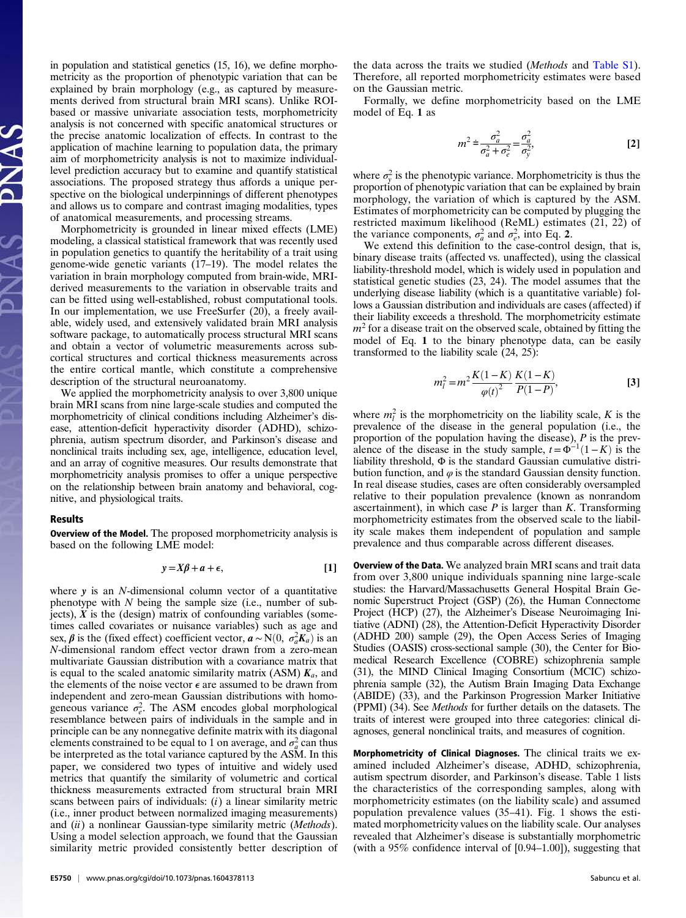in population and statistical genetics (15, 16), we define morphometricity as the proportion of phenotypic variation that can be explained by brain morphology (e.g., as captured by brain measurements derived from structural brain MRI scans). Unlike ROI-based or massive univariate association tests, morphometricity analysis is not concerned with specific anatomical structures or the precise anatomic localization of effects. In contrast to the application of machine learning to population data, the primary aim of morphometricity analysis is not to maximize individual-level prediction accuracy but to examine and quantify statistical associations. The proposed strategy thus affords a unique perspective on the biological underpinnings of different phenotypes and allows us to compare and contrast imaging modalities, types of anatomical measurements, and processing streams.

Morphometricity is grounded in linear mixed effects (LME) modeling, a classical statistical framework that was recently used in population genetics to quantify the heritability of a trait using genome-wide genetic variants (17–19). The model relates the variation in brain morphology computed from brain-wide, MRI-derived measurements to the variation in observable traits and can be fitted using well-established, robust computational tools. In our implementation, we use FreeSurfer (20), a freely available, widely used, and extensively validated brain MRI analysis software package, to automatically process structural MRI scans and obtain a vector of volumetric measurements across subcortical structures and cortical thickness measurements across the entire cortical mantle, which constitute a comprehensive description of the structural neuroanatomy.

We applied the morphometricity analysis to over 3,800 unique brain MRI scans from nine large-scale studies and computed the morphometricity of clinical conditions including Alzheimer's disease, attention-deficit hyperactivity disorder (ADHD), schizophrenia, autism spectrum disorder, and Parkinson's disease and nonclinical traits including sex, age, intelligence, education level, and an array of cognitive measures. Our results demonstrate that morphometricity analysis promises to offer a unique perspective on the relationship between brain anatomy and behavioral, cognitive, and physiological traits.

## Results

**Overview of the Model.** The proposed morphometricity analysis is based on the following LME model:

$$y = X\beta + a + \epsilon, \qquad [1]$$

where $y$ is an $N$-dimensional column vector of a quantitative phenotype with $N$ being the sample size (i.e., number of subjects), $X$ is the (design) matrix of confounding variables (sometimes called covariates or nuisance variables) such as age and sex, $\beta$ is the (fixed effect) coefficient vector, $a \sim \mathrm{N}(0, \sigma_a^2 K_a)$ is an $N$-dimensional random effect vector drawn from a zero-mean multivariate Gaussian distribution with a covariance matrix that is equal to the scaled anatomical similarity matrix (ASM) $K_a$, and the elements of the noise vector $\epsilon$ are assumed to be drawn from independent and zero-mean Gaussian distributions with homogeneous variance $\sigma_e^2$. The ASM encodes global morphological resemblance between pairs of individuals in the sample and in principle can be any nonnegative definite matrix with its diagonal elements constrained to be equal to 1 on average, and $\sigma_a^2$ can thus be interpreted as the total variance captured by the ASM. In this paper, we considered two types of intuitive and widely used metrics that quantify the similarity of volumetric and cortical thickness measurements extracted from structural brain MRI scans between pairs of individuals: (*i*) a linear similarity metric (i.e., inner product between normalized imaging measurements) and (*ii*) a nonlinear Gaussian-type similarity metric (*Methods*). Using a model selection approach, we found that the Gaussian similarity metric provided consistently better description of the data across the traits we studied (*Methods* and Table S1). Therefore, all reported morphometricity estimates were based on the Gaussian metric.

Formally, we define morphometricity based on the LME model of Eq. **1** as

$$m^2 \doteq \frac{\sigma_a^2}{\sigma_a^2 + \sigma_e^2} = \frac{\sigma_a^2}{\sigma_y^2}, \qquad [2]$$

where $\sigma_y^2$ is the phenotypic variance. Morphometricity is thus the proportion of phenotypic variation that can be explained by brain morphology, the variation of which is captured by the ASM. Estimates of morphometricity can be computed by plugging the restricted maximum likelihood (ReML) estimates (21, 22) of the variance components, $\sigma_a^2$ and $\sigma_e^2$, into Eq. **2**.

We extend this definition to the case-control design, that is, binary disease traits (affected vs. unaffected), using the classical liability-threshold model, which is widely used in population and statistical genetic studies (23, 24). The model assumes that the underlying disease liability (which is a quantitative variable) follows a Gaussian distribution and individuals are cases (affected) if their liability exceeds a threshold. The morphometricity estimate $m^2$ for a disease trait on the observed scale, obtained by fitting the model of Eq. **1** to the binary phenotype data, can be easily transformed to the liability scale (24, 25):

$$m_l^2 = m^2 \frac{K(1-K)}{\varphi(t)^2} \frac{K(1-K)}{P(1-P)}, \qquad [3]$$

where $m_l^2$ is the morphometricity on the liability scale, $K$ is the prevalence of the disease in the general population (i.e., the proportion of the population having the disease), $P$ is the prevalence of the disease in the study sample, $t = \Phi^{-1}(1-K)$ is the liability threshold, $\Phi$ is the standard Gaussian cumulative distribution function, and $\varphi$ is the standard Gaussian density function. In real disease studies, cases are often considerably oversampled relative to their population prevalence (known as nonrandom ascertainment), in which case $P$ is larger than $K$. Transforming morphometricity estimates from the observed scale to the liability scale makes them independent of population and sample prevalence and thus comparable across different diseases.

**Overview of the Data.** We analyzed brain MRI scans and trait data from over 3,800 unique individuals spanning nine large-scale studies: the Harvard/Massachusetts General Hospital Brain Genomic Superstruct Project (GSP) (26), the Human Connectome Project (HCP) (27), the Alzheimer's Disease Neuroimaging Initiative (ADNI) (28), the Attention-Deficit Hyperactivity Disorder (ADHD 200) sample (29), the Open Access Series of Imaging Studies (OASIS) cross-sectional sample (30), the Center for Biomedical Research Excellence (COBRE) schizophrenia sample (31), the MIND Clinical Imaging Consortium (MCIC) schizophrenia sample (32), the Autism Brain Imaging Data Exchange (ABIDE) (33), and the Parkinson Progression Marker Initiative (PPMI) (34). See *Methods* for further details on the datasets. The traits of interest were grouped into three categories: clinical diagnoses, general nonclinical traits, and measures of cognition.

**Morphometricity of Clinical Diagnoses.** The clinical traits we examined included Alzheimer's disease, ADHD, schizophrenia, autism spectrum disorder, and Parkinson's disease. Table 1 lists the characteristics of the corresponding samples, along with morphometricity estimates (on the liability scale) and assumed population prevalence values (35–41). Fig. 1 shows the estimated morphometricity values on the liability scale. Our analyses revealed that Alzheimer's disease is substantially morphometric (with a 95% confidence interval of [0.94–1.00]), suggesting that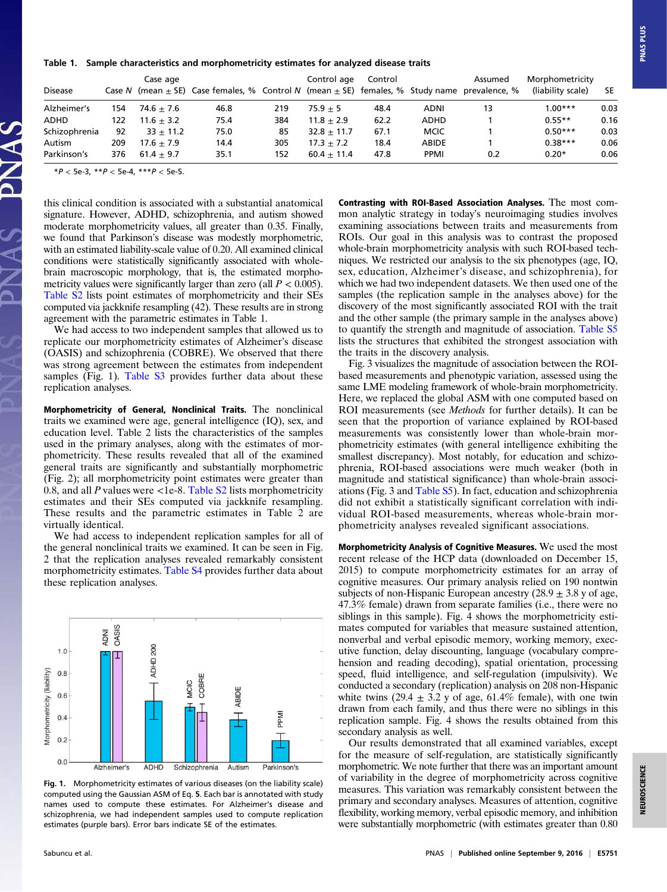**Table 1. Sample characteristics and morphometricity estimates for analyzed disease traits**

| Disease | Case N | Case age (mean ± SE) | Case females, % | Control N | Control age (mean ± SE) | Control females, % | Study name | Assumed prevalence, % | Morphometricity (liability scale) | SE |
|---|---|---|---|---|---|---|---|---|---|---|
| Alzheimer's | 154 | 74.6 ± 7.6 | 46.8 | 219 | 75.9 ± 5 | 48.4 | ADNI | 13 | 1.00*** | 0.03 |
| ADHD | 122 | 11.6 ± 3.2 | 75.4 | 384 | 11.8 ± 2.9 | 62.2 | ADHD | 1 | 0.55** | 0.16 |
| Schizophrenia | 92 | 33 ± 11.2 | 75.0 | 85 | 32.8 ± 11.7 | 67.1 | MCIC | 1 | 0.50*** | 0.03 |
| Autism | 209 | 17.6 ± 7.9 | 14.4 | 305 | 17.3 ± 7.2 | 18.4 | ABIDE | 1 | 0.38*** | 0.06 |
| Parkinson's | 376 | 61.4 ± 9.7 | 35.1 | 152 | 60.4 ± 11.4 | 47.8 | PPMI | 0.2 | 0.20* | 0.06 |

*$P$ < 5e-3, **$P$ < 5e-4, ***$P$ < 5e-5.

this clinical condition is associated with a substantial anatomical signature. However, ADHD, schizophrenia, and autism showed moderate morphometricity values, all greater than 0.35. Finally, we found that Parkinson's disease was modestly morphometric, with an estimated liability-scale value of 0.20. All examined clinical conditions were statistically significantly associated with whole-brain macroscopic morphology, that is, the estimated morphometricity values were significantly larger than zero (all $P < 0.005$). Table S2 lists point estimates of morphometricity and their SEs computed via jackknife resampling (42). These results are in strong agreement with the parametric estimates in Table 1.

We had access to two independent samples that allowed us to replicate our morphometricity estimates of Alzheimer's disease (OASIS) and schizophrenia (COBRE). We observed that there was strong agreement between the estimates from independent samples (Fig. 1). Table S3 provides further data about these replication analyses.

**Morphometricity of General, Nonclinical Traits.** The nonclinical traits we examined were age, general intelligence (IQ), sex, and education level. Table 2 lists the characteristics of the samples used in the primary analyses, along with the estimates of morphometricity. These results revealed that all of the examined general traits are significantly and substantially morphometric (Fig. 2); all morphometricity point estimates were greater than 0.8, and all $P$ values were <1e-8. Table S2 lists morphometricity estimates and their SEs computed via jackknife resampling. These results and the parametric estimates in Table 2 are virtually identical.

We had access to independent replication samples for all of the general nonclinical traits we examined. It can be seen in Fig. 2 that the replication analyses revealed remarkably consistent morphometricity estimates. Table S4 provides further data about these replication analyses.

Fig. 1. Morphometricity estimates of various diseases (on the liability scale) computed using the Gaussian ASM of Eq. 5. Each bar is annotated with study names used to compute these estimates. For Alzheimer's disease and schizophrenia, we had independent samples used to compute replication estimates (purple bars). Error bars indicate SE of the estimates.

**Contrasting with ROI-Based Association Analyses.** The most common analytic strategy in today's neuroimaging studies involves examining associations between traits and measurements from ROIs. Our goal in this analysis was to contrast the proposed whole-brain morphometricity analysis with such ROI-based techniques. We restricted our analysis to the six phenotypes (age, IQ, sex, education, Alzheimer's disease, and schizophrenia), for which we had two independent datasets. We then used one of the samples (the replication sample in the analyses above) for the discovery of the most significantly associated ROI with the trait and the other sample (the primary sample in the analyses above) to quantify the strength and magnitude of association. Table S5 lists the structures that exhibited the strongest association with the traits in the discovery analysis.

Fig. 3 visualizes the magnitude of association between the ROI-based measurements and phenotypic variation, assessed using the same LME modeling framework of whole-brain morphometricity. Here, we replaced the global ASM with one computed based on ROI measurements (see *Methods* for further details). It can be seen that the proportion of variance explained by ROI-based measurements was consistently lower than whole-brain morphometricity estimates (with general intelligence exhibiting the smallest discrepancy). Most notably, for education and schizophrenia, ROI-based associations were much weaker (both in magnitude and statistical significance) than whole-brain associations (Fig. 3 and Table S5). In fact, education and schizophrenia did not exhibit a statistically significant correlation with individual ROI-based measurements, whereas whole-brain morphometricity analyses revealed significant associations.

**Morphometricity Analysis of Cognitive Measures.** We used the most recent release of the HCP data (downloaded on December 15, 2015) to compute morphometricity estimates for an array of cognitive measures. Our primary analysis relied on 190 nontwin subjects of non-Hispanic European ancestry (28.9 ± 3.8 y of age, 47.3% female) drawn from separate families (i.e., there were no siblings in this sample). Fig. 4 shows the morphometricity estimates computed for variables that measure sustained attention, nonverbal and verbal episodic memory, working memory, executive function, delay discounting, language (vocabulary comprehension and reading decoding), spatial orientation, processing speed, fluid intelligence, and self-regulation (impulsivity). We conducted a secondary (replication) analysis on 208 non-Hispanic white twins (29.4 ± 3.2 y of age, 61.4% female), with one twin drawn from each family, and thus there were no siblings in this replication sample. Fig. 4 shows the results obtained from this secondary analysis as well.

Our results demonstrated that all examined variables, except for the measure of self-regulation, are statistically significantly morphometric. We note further that there was an important amount of variability in the degree of morphometricity across cognitive measures. This variation was remarkably consistent between the primary and secondary analyses. Measures of attention, cognitive flexibility, working memory, verbal episodic memory, and inhibition were substantially morphometric (with estimates greater than 0.80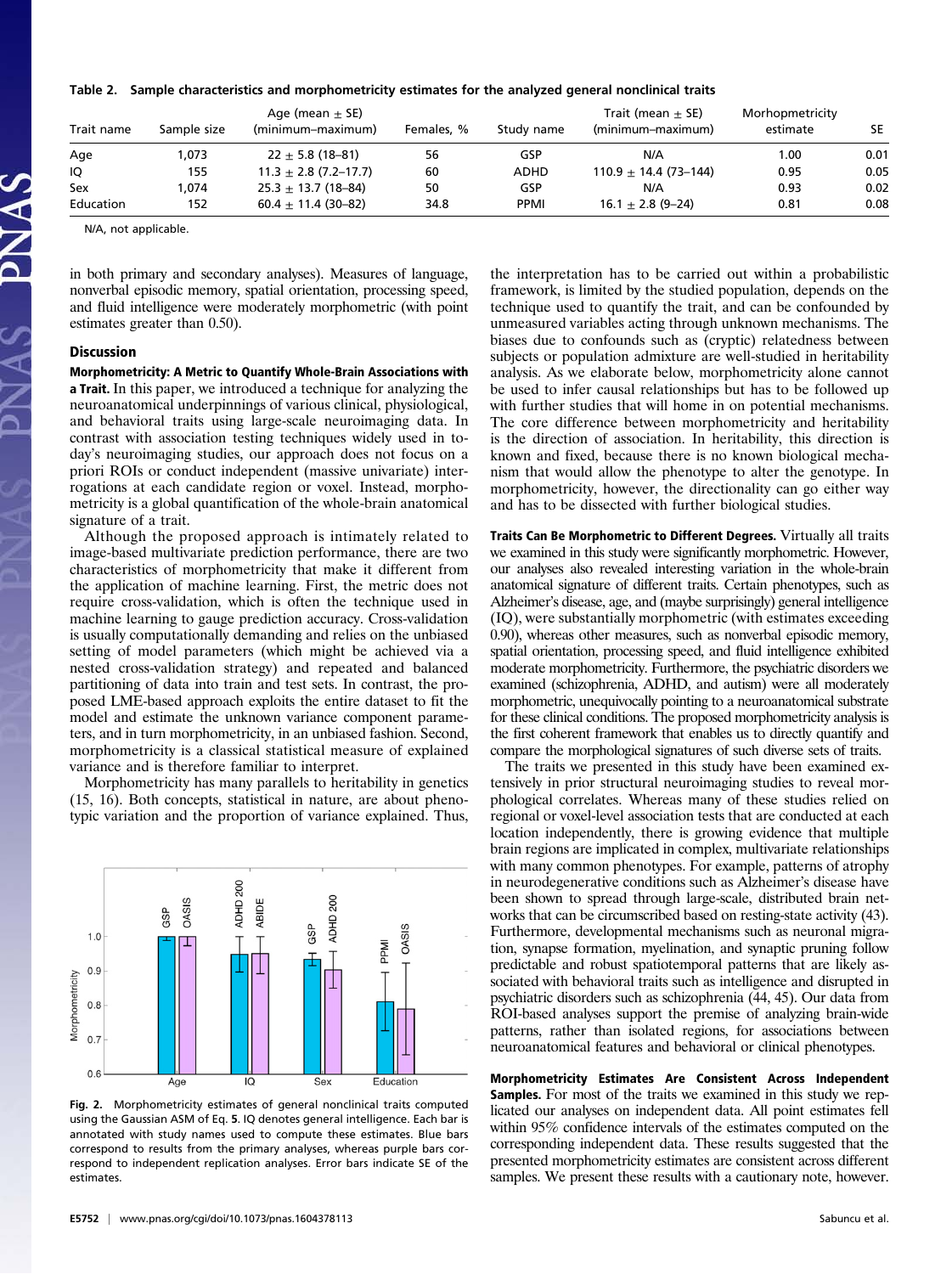**Table 2. Sample characteristics and morphometricity estimates for the analyzed general nonclinical traits**

| Trait name | Sample size | Age (mean ± SE) (minimum–maximum) | Females, % | Study name | Trait (mean ± SE) (minimum–maximum) | Morhopmetricity estimate | SE |
|---|---|---|---|---|---|---|---|
| Age | 1,073 | 22 ± 5.8 (18–81) | 56 | GSP | N/A | 1.00 | 0.01 |
| IQ | 155 | 11.3 ± 2.8 (7.2–17.7) | 60 | ADHD | 110.9 ± 14.4 (73–144) | 0.95 | 0.05 |
| Sex | 1,074 | 25.3 ± 13.7 (18–84) | 50 | GSP | N/A | 0.93 | 0.02 |
| Education | 152 | 60.4 ± 11.4 (30–82) | 34.8 | PPMI | 16.1 ± 2.8 (9–24) | 0.81 | 0.08 |

N/A, not applicable.

in both primary and secondary analyses). Measures of language, nonverbal episodic memory, spatial orientation, processing speed, and fluid intelligence were moderately morphometric (with point estimates greater than 0.50).

## Discussion

**Morphometricity: A Metric to Quantify Whole-Brain Associations with a Trait.** In this paper, we introduced a technique for analyzing the neuroanatomical underpinnings of various clinical, physiological, and behavioral traits using large-scale neuroimaging data. In contrast with association testing techniques widely used in today's neuroimaging studies, our approach does not focus on a priori ROIs or conduct independent (massive univariate) interrogations at each candidate region or voxel. Instead, morphometricity is a global quantification of the whole-brain anatomical signature of a trait.

Although the proposed approach is intimately related to image-based multivariate prediction performance, there are two characteristics of morphometricity that make it different from the application of machine learning. First, the metric does not require cross-validation, which is often the technique used in machine learning to gauge prediction accuracy. Cross-validation is usually computationally demanding and relies on the unbiased setting of model parameters (which might be achieved via a nested cross-validation strategy) and repeated and balanced partitioning of data into train and test sets. In contrast, the proposed LME-based approach exploits the entire dataset to fit the model and estimate the unknown variance component parameters, and in turn morphometricity, in an unbiased fashion. Second, morphometricity is a classical statistical measure of explained variance and is therefore familiar to interpret.

Morphometricity has many parallels to heritability in genetics (15, 16). Both concepts, statistical in nature, are about phenotypic variation and the proportion of variance explained. Thus, the interpretation has to be carried out within a probabilistic framework, is limited by the studied population, depends on the technique used to quantify the trait, and can be confounded by unmeasured variables acting through unknown mechanisms. The biases due to confounds such as (cryptic) relatedness between subjects or population admixture are well-studied in heritability analysis. As we elaborate below, morphometricity alone cannot be used to infer causal relationships but has to be followed up with further studies that will home in on potential mechanisms. The core difference between morphometricity and heritability is the direction of association. In heritability, this direction is known and fixed, because there is no known biological mechanism that would allow the phenotype to alter the genotype. In morphometricity, however, the directionality can go either way and has to be dissected with further biological studies.

Fig. 2. Morphometricity estimates of general nonclinical traits computed using the Gaussian ASM of Eq. **5**. IQ denotes general intelligence. Each bar is annotated with study names used to compute these estimates. Blue bars correspond to results from the primary analyses, whereas purple bars correspond to independent replication analyses. Error bars indicate SE of the estimates.

**Traits Can Be Morphometric to Different Degrees.** Virtually all traits we examined in this study were significantly morphometric. However, our analyses also revealed interesting variation in the whole-brain anatomical signature of different traits. Certain phenotypes, such as Alzheimer's disease, age, and (maybe surprisingly) general intelligence (IQ), were substantially morphometric (with estimates exceeding 0.90), whereas other measures, such as nonverbal episodic memory, spatial orientation, processing speed, and fluid intelligence exhibited moderate morphometricity. Furthermore, the psychiatric disorders we examined (schizophrenia, ADHD, and autism) were all moderately morphometric, unequivocally pointing to a neuroanatomical substrate for these clinical conditions. The proposed morphometricity analysis is the first coherent framework that enables us to directly quantify and compare the morphological signatures of such diverse sets of traits.

The traits we presented in this study have been examined extensively in prior structural neuroimaging studies to reveal morphological correlates. Whereas many of these studies relied on regional or voxel-level association tests that are conducted at each location independently, there is growing evidence that multiple brain regions are implicated in complex, multivariate relationships with many common phenotypes. For example, patterns of atrophy in neurodegenerative conditions such as Alzheimer's disease have been shown to spread through large-scale, distributed brain networks that can be circumscribed based on resting-state activity (43). Furthermore, developmental mechanisms such as neuronal migration, synapse formation, myelination, and synaptic pruning follow predictable and robust spatiotemporal patterns that are likely associated with behavioral traits such as intelligence and disrupted in psychiatric disorders such as schizophrenia (44, 45). Our data from ROI-based analyses support the premise of analyzing brain-wide patterns, rather than isolated regions, for associations between neuroanatomical features and behavioral or clinical phenotypes.

**Morphometricity Estimates Are Consistent Across Independent Samples.** For most of the traits we examined in this study we replicated our analyses on independent data. All point estimates fell within 95% confidence intervals of the estimates computed on the corresponding independent data. These results suggested that the presented morphometricity estimates are consistent across different samples. We present these results with a cautionary note, however.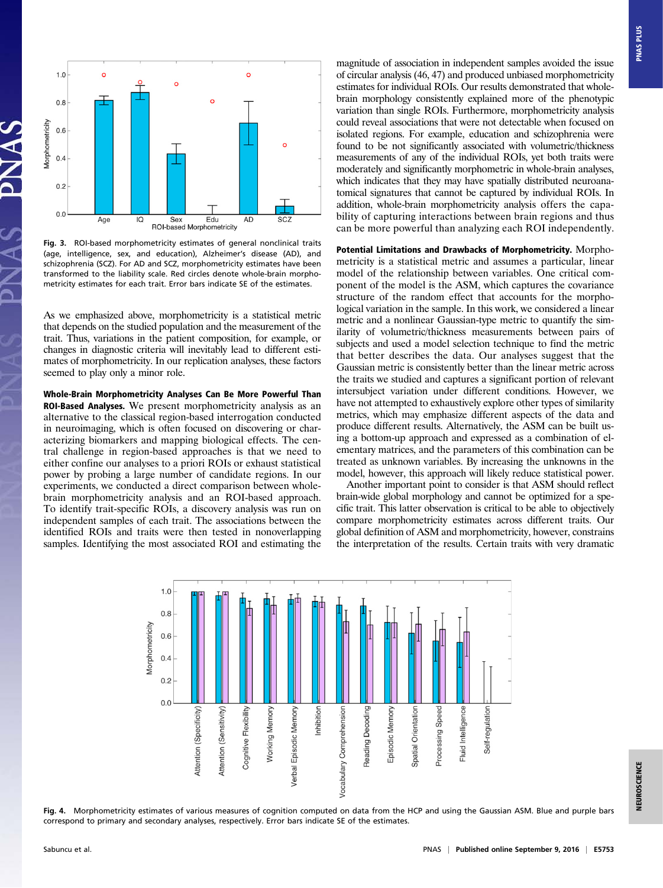1.0
0.8
0.6
0.4
0.2
0.0
Morphometricity
Age
IQ
Sex
Edu
AD
SCZ
ROI-based Morphometricity

**Fig. 3.** ROI-based morphometricity estimates of general nonclinical traits (age, intelligence, sex, and education), Alzheimer's disease (AD), and schizophrenia (SCZ). For AD and SCZ, morphometricity estimates have been transformed to the liability scale. Red circles denote whole-brain morphometricity estimates for each trait. Error bars indicate SE of the estimates.

As we emphasized above, morphometricity is a statistical metric that depends on the studied population and the measurement of the trait. Thus, variations in the patient composition, for example, or changes in diagnostic criteria will inevitably lead to different estimates of morphometricity. In our replication analyses, these factors seemed to play only a minor role.

**Whole-Brain Morphometricity Analyses Can Be More Powerful Than ROI-Based Analyses.** We present morphometricity analysis as an alternative to the classical region-based interrogation conducted in neuroimaging, which is often focused on discovering or characterizing biomarkers and mapping biological effects. The central challenge in region-based approaches is that we need to either confine our analyses to a priori ROIs or exhaust statistical power by probing a large number of candidate regions. In our experiments, we conducted a direct comparison between whole-brain morphometricity analysis and an ROI-based approach. To identify trait-specific ROIs, a discovery analysis was run on independent samples of each trait. The associations between the identified ROIs and traits were then tested in nonoverlapping samples. Identifying the most associated ROI and estimating the magnitude of association in independent samples avoided the issue of circular analysis (46, 47) and produced unbiased morphometricity estimates for individual ROIs. Our results demonstrated that whole-brain morphology consistently explained more of the phenotypic variation than single ROIs. Furthermore, morphometricity analysis could reveal associations that were not detectable when focused on isolated regions. For example, education and schizophrenia were found to be not significantly associated with volumetric/thickness measurements of any of the individual ROIs, yet both traits were moderately and significantly morphometric in whole-brain analyses, which indicates that they may have spatially distributed neuroanatomical signatures that cannot be captured by individual ROIs. In addition, whole-brain morphometricity analysis offers the capability of capturing interactions between brain regions and thus can be more powerful than analyzing each ROI independently.

**Potential Limitations and Drawbacks of Morphometricity.** Morphometricity is a statistical metric and assumes a particular, linear model of the relationship between variables. One critical component of the model is the ASM, which captures the covariance structure of the random effect that accounts for the morphological variation in the sample. In this work, we considered a linear metric and a nonlinear Gaussian-type metric to quantify the similarity of volumetric/thickness measurements between pairs of subjects and used a model selection technique to find the metric that better describes the data. Our analyses suggest that the Gaussian metric is consistently better than the linear metric across the traits we studied and captures a significant portion of relevant intersubject variation under different conditions. However, we have not attempted to exhaustively explore other types of similarity metrics, which may emphasize different aspects of the data and produce different results. Alternatively, the ASM can be built using a bottom-up approach and expressed as a combination of elementary matrices, and the parameters of this combination can be treated as unknown variables. By increasing the unknowns in the model, however, this approach will likely reduce statistical power.

Another important point to consider is that ASM should reflect brain-wide global morphology and cannot be optimized for a specific trait. This latter observation is critical to be able to objectively compare morphometricity estimates across different traits. Our global definition of ASM and morphometricity, however, constrains the interpretation of the results. Certain traits with very dramatic

1.0
0.8
0.6
0.4
0.2
0.0
Morphometricity
Attention (Specificity)
Attention (Sensitivity)
Cognitive Flexibility
Working Memory
Verbal Episodic Memory
Inhibition
Vocabulary Comprehension
Reading Decoding
Episodic Memory
Spatial Orientation
Processing Speed
Fluid Intelligence
Self-regulation

**Fig. 4.** Morphometricity estimates of various measures of cognition computed on data from the HCP and using the Gaussian ASM. Blue and purple bars correspond to primary and secondary analyses, respectively. Error bars indicate SE of the estimates.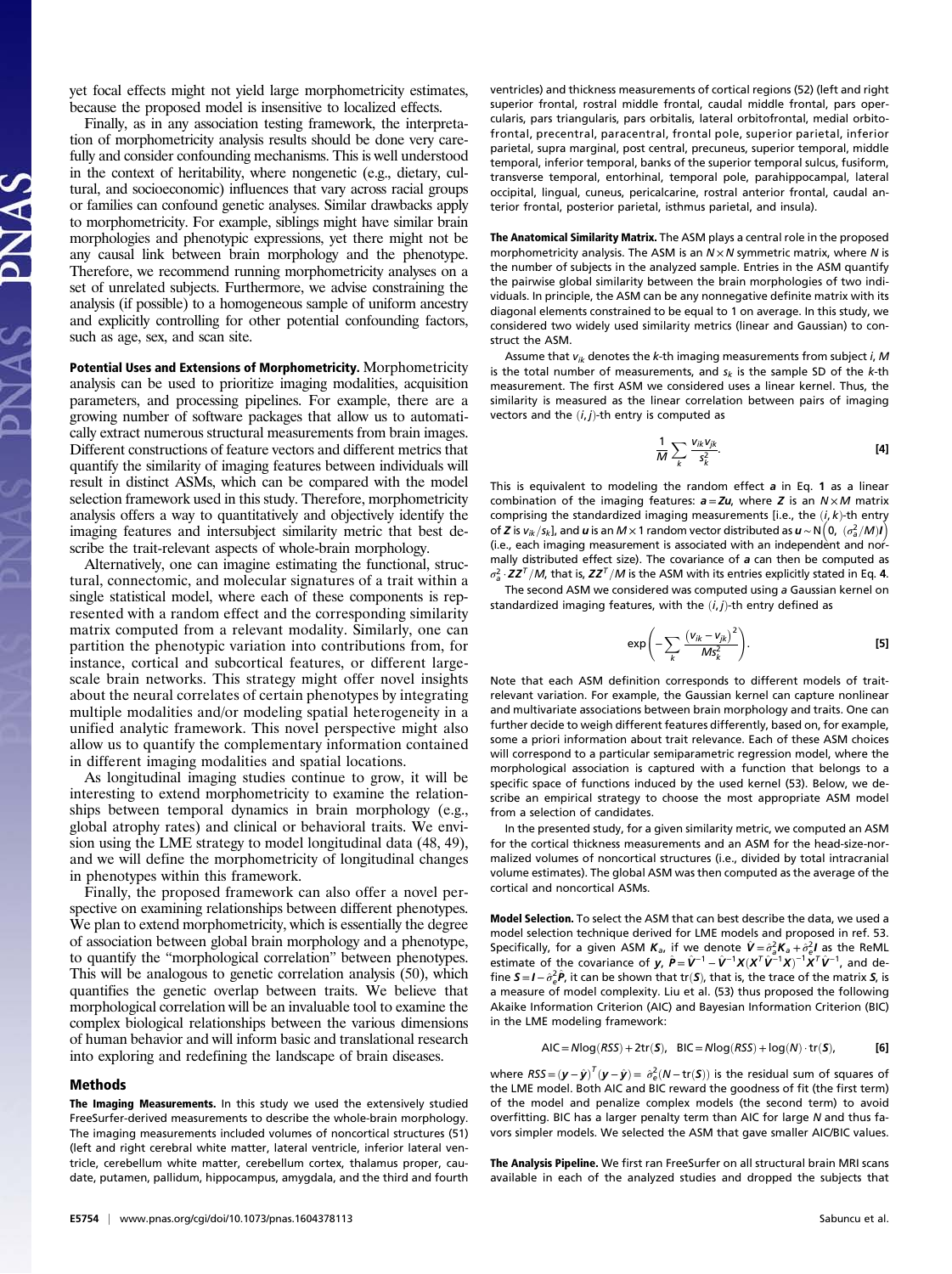yet focal effects might not yield large morphometricity estimates, because the proposed model is insensitive to localized effects.

Finally, as in any association testing framework, the interpretation of morphometricity analysis results should be done very carefully and consider confounding mechanisms. This is well understood in the context of heritability, where nongenetic (e.g., dietary, cultural, and socioeconomic) influences that vary across racial groups or families can confound genetic analyses. Similar drawbacks apply to morphometricity. For example, siblings might have similar brain morphologies and phenotypic expressions, yet there might not be any causal link between brain morphology and the phenotype. Therefore, we recommend running morphometricity analyses on a set of unrelated subjects. Furthermore, we advise constraining the analysis (if possible) to a homogeneous sample of uniform ancestry and explicitly controlling for other potential confounding factors, such as age, sex, and scan site.

**Potential Uses and Extensions of Morphometricity.** Morphometricity analysis can be used to prioritize imaging modalities, acquisition parameters, and processing pipelines. For example, there are a growing number of software packages that allow us to automatically extract numerous structural measurements from brain images. Different constructions of feature vectors and different metrics that quantify the similarity of imaging features between individuals will result in distinct ASMs, which can be compared with the model selection framework used in this study. Therefore, morphometricity analysis offers a way to quantitatively and objectively identify the imaging features and intersubject similarity metric that best describe the trait-relevant aspects of whole-brain morphology.

Alternatively, one can imagine estimating the functional, structural, connectomic, and molecular signatures of a trait within a single statistical model, where each of these components is represented with a random effect and the corresponding similarity matrix computed from a relevant modality. Similarly, one can partition the phenotypic variation into contributions from, for instance, cortical and subcortical features, or different large-scale brain networks. This strategy might offer novel insights about the neural correlates of certain phenotypes by integrating multiple modalities and/or modeling spatial heterogeneity in a unified analytic framework. This novel perspective might also allow us to quantify the complementary information contained in different imaging modalities and spatial locations.

As longitudinal imaging studies continue to grow, it will be interesting to extend morphometricity to examine the relationships between temporal dynamics in brain morphology (e.g., global atrophy rates) and clinical or behavioral traits. We envision using the LME strategy to model longitudinal data (48, 49), and we will define the morphometricity of longitudinal changes in phenotypes within this framework.

Finally, the proposed framework can also offer a novel perspective on examining relationships between different phenotypes. We plan to extend morphometricity, which is essentially the degree of association between global brain morphology and a phenotype, to quantify the "morphological correlation" between phenotypes. This will be analogous to genetic correlation analysis (50), which quantifies the genetic overlap between traits. We believe that morphological correlation will be an invaluable tool to examine the complex biological relationships between the various dimensions of human behavior and will inform basic and translational research into exploring and redefining the landscape of brain diseases.

## Methods

**The Imaging Measurements.** In this study we used the extensively studied FreeSurfer-derived measurements to describe the whole-brain morphology. The imaging measurements included volumes of noncortical structures (51) (left and right cerebral white matter, lateral ventricle, inferior lateral ventricle, cerebellum white matter, cerebellum cortex, thalamus proper, caudate, putamen, pallidum, hippocampus, amygdala, and the third and fourth ventricles) and thickness measurements of cortical regions (52) (left and right superior frontal, rostral middle frontal, caudal middle frontal, pars opercularis, pars triangularis, pars orbitalis, lateral orbitofrontal, medial orbitofrontal, precentral, paracentral, frontal pole, superior parietal, inferior parietal, supra marginal, post central, precuneus, superior temporal, middle temporal, inferior temporal, banks of the superior temporal sulcus, fusiform, transverse temporal, entorhinal, temporal pole, parahippocampal, lateral occipital, lingual, cuneus, pericalcarine, rostral anterior frontal, caudal anterior frontal, posterior parietal, isthmus parietal, and insula).

**The Anatomical Similarity Matrix.** The ASM plays a central role in the proposed morphometricity analysis. The ASM is an $N \times N$ symmetric matrix, where $N$ is the number of subjects in the analyzed sample. Entries in the ASM quantify the pairwise global similarity between the brain morphologies of two individuals. In principle, the ASM can be any nonnegative definite matrix with its diagonal elements constrained to be equal to 1 on average. In this study, we considered two widely used similarity metrics (linear and Gaussian) to construct the ASM.

Assume that $v_{ik}$ denotes the $k$-th imaging measurements from subject $i$, $M$ is the total number of measurements, and $s_k$ is the sample SD of the $k$-th measurement. The first ASM we considered uses a linear kernel. Thus, the similarity is measured as the linear correlation between pairs of imaging vectors and the $(i, j)$-th entry is computed as

$$\frac{1}{M}\sum_k \frac{v_{ik}v_{jk}}{s_k^2}. \qquad [4]$$

This is equivalent to modeling the random effect $\boldsymbol{a}$ in Eq. **1** as a linear combination of the imaging features: $\boldsymbol{a} = \boldsymbol{Z}\boldsymbol{u}$, where $\boldsymbol{Z}$ is an $N \times M$ matrix comprising the standardized imaging measurements [i.e., the $(i, k)$-th entry of $\boldsymbol{Z}$ is $v_{ik}/s_k$], and $\boldsymbol{u}$ is an $M \times 1$ random vector distributed as $\boldsymbol{u} \sim \mathrm{N}\left(0,\ (\sigma_a^2/M)\boldsymbol{I}\right)$ (i.e., each imaging measurement is associated with an independent and normally distributed effect size). The covariance of $\boldsymbol{a}$ can then be computed as $\sigma_a^2 \cdot \boldsymbol{Z}\boldsymbol{Z}^T/M$, that is, $\boldsymbol{Z}\boldsymbol{Z}^T/M$ is the ASM with its entries explicitly stated in Eq. **4**.

The second ASM we considered was computed using a Gaussian kernel on standardized imaging features, with the $(i, j)$-th entry defined as

$$\exp\left(-\sum_k \frac{\left(v_{ik} - v_{jk}\right)^2}{Ms_k^2}\right). \qquad [5]$$

Note that each ASM definition corresponds to different models of trait-relevant variation. For example, the Gaussian kernel can capture nonlinear and multivariate associations between brain morphology and traits. One can further decide to weigh different features differently, based on, for example, some a priori information about trait relevance. Each of these ASM choices will correspond to a particular semiparametric regression model, where the morphological association is captured with a function that belongs to a specific space of functions induced by the used kernel (53). Below, we describe an empirical strategy to choose the most appropriate ASM model from a selection of candidates.

In the presented study, for a given similarity metric, we computed an ASM for the cortical thickness measurements and an ASM for the head-size-normalized volumes of noncortical structures (i.e., divided by total intracranial volume estimates). The global ASM was then computed as the average of the cortical and noncortical ASMs.

**Model Selection.** To select the ASM that can best describe the data, we used a model selection technique derived for LME models and proposed in ref. 53. Specifically, for a given ASM $\boldsymbol{K}_a$, if we denote $\hat{\boldsymbol{V}} = \hat{\sigma}_a^2\boldsymbol{K}_a + \hat{\sigma}_e^2\boldsymbol{I}$ as the ReML estimate of the covariance of $\boldsymbol{y}$, $\hat{\boldsymbol{P}} = \hat{\boldsymbol{V}}^{-1} - \hat{\boldsymbol{V}}^{-1}\boldsymbol{X}(\boldsymbol{X}^T\hat{\boldsymbol{V}}^{-1}\boldsymbol{X})^{-1}\boldsymbol{X}^T\hat{\boldsymbol{V}}^{-1}$, and define $\boldsymbol{S} = \boldsymbol{I} - \hat{\sigma}_e^2\hat{\boldsymbol{P}}$, it can be shown that $\mathrm{tr}(\boldsymbol{S})$, that is, the trace of the matrix $\boldsymbol{S}$, is a measure of model complexity. Liu et al. (53) thus proposed the following Akaike Information Criterion (AIC) and Bayesian Information Criterion (BIC) in the LME modeling framework:

$$\mathrm{AIC} = N\log(RSS) + 2\mathrm{tr}(\boldsymbol{S}), \quad \mathrm{BIC} = N\log(RSS) + \log(N)\cdot\mathrm{tr}(\boldsymbol{S}), \qquad [6]$$

where $RSS = (\boldsymbol{y} - \hat{\boldsymbol{y}})^T(\boldsymbol{y} - \hat{\boldsymbol{y}}) = \hat{\sigma}_e^2(N - \mathrm{tr}(\boldsymbol{S}))$ is the residual sum of squares of the LME model. Both AIC and BIC reward the goodness of fit (the first term) of the model and penalize complex models (the second term) to avoid overfitting. BIC has a larger penalty term than AIC for large $N$ and thus favors simpler models. We selected the ASM that gave smaller AIC/BIC values.

**The Analysis Pipeline.** We first ran FreeSurfer on all structural brain MRI scans available in each of the analyzed studies and dropped the subjects that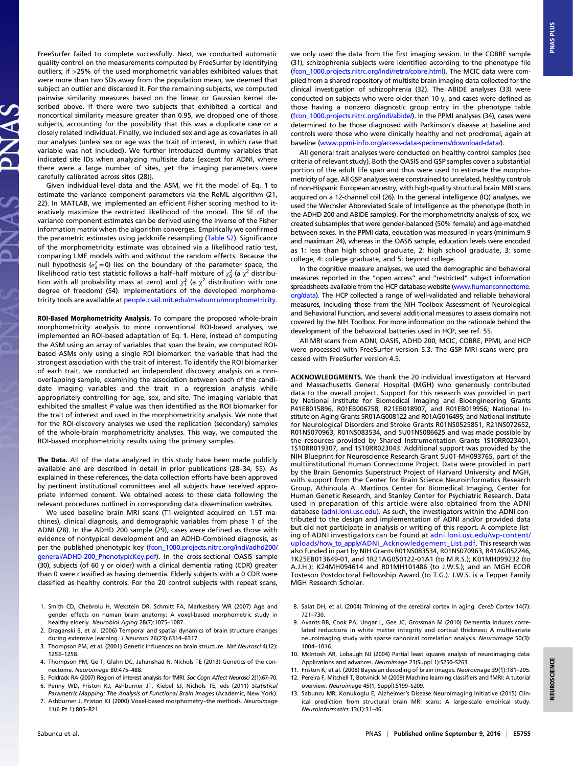FreeSurfer failed to complete successfully. Next, we conducted automatic quality control on the measurements computed by FreeSurfer by identifying outliers; if >25% of the used morphometric variables exhibited values that were more than two SDs away from the population mean, we deemed that subject an outlier and discarded it. For the remaining subjects, we computed pairwise similarity measures based on the linear or Gaussian kernel described above. If there were two subjects that exhibited a cortical and noncortical similarity measure greater than 0.95, we dropped one of those subjects, accounting for the possibility that this was a duplicate case or a closely related individual. Finally, we included sex and age as covariates in all our analyses (unless sex or age was the trait of interest, in which case that variable was not included). We further introduced dummy variables that indicated site IDs when analyzing multisite data [except for ADNI, where there were a large number of sites, yet the imaging parameters were carefully calibrated across sites (28)].

Given individual-level data and the ASM, we fit the model of Eq. **1** to estimate the variance component parameters via the ReML algorithm (21, 22). In MATLAB, we implemented an efficient Fisher scoring method to iteratively maximize the restricted likelihood of the model. The SE of the variance component estimates can be derived using the inverse of the Fisher information matrix when the algorithm converges. Empirically we confirmed the parametric estimates using jackknife resampling (Table S2). Significance of the morphometricity estimate was obtained via a likelihood ratio test, comparing LME models with and without the random effects. Because the null hypothesis ($\sigma_a^2 = 0$) lies on the boundary of the parameter space, the likelihood ratio test statistic follows a half–half mixture of $\chi_0^2$ (a $\chi^2$ distribution with all probability mass at zero) and $\chi_1^2$ (a $\chi^2$ distribution with one degree of freedom) (54). Implementations of the developed morphometricity tools are available at people.csail.mit.edu/msabuncu/morphometricity.

**ROI-Based Morphometricity Analysis.** To compare the proposed whole-brain morphometricity analysis to more conventional ROI-based analyses, we implemented an ROI-based adaptation of Eq. **1**. Here, instead of computing the ASM using an array of variables that span the brain, we computed ROI-based ASMs only using a single ROI biomarker: the variable that had the strongest association with the trait of interest. To identify the ROI biomarker of each trait, we conducted an independent discovery analysis on a nonoverlapping sample, examining the association between each of the candidate imaging variables and the trait in a regression analysis while appropriately controlling for age, sex, and site. The imaging variable that exhibited the smallest *P* value was then identified as the ROI biomarker for the trait of interest and used in the morphometricity analysis. We note that for the ROI-discovery analyses we used the replication (secondary) samples of the whole-brain morphometricity analyses. This way, we computed the ROI-based morphometricity results using the primary samples.

**The Data.** All of the data analyzed in this study have been made publicly available and are described in detail in prior publications (28–34, 55). As explained in these references, the data collection efforts have been approved by pertinent institutional committees and all subjects have received appropriate informed consent. We obtained access to these data following the relevant procedures outlined in corresponding data dissemination websites.

We used baseline brain MRI scans (T1-weighted acquired on 1.5T machines), clinical diagnosis, and demographic variables from phase 1 of the ADNI (28). In the ADHD 200 sample (29), cases were defined as those with evidence of nontypical development and an ADHD-Combined diagnosis, as per the published phenotypic key (fcon_1000.projects.nitrc.org/indi/adhd200/general/ADHD-200_PhenotypicKey.pdf). In the cross-sectional OASIS sample (30), subjects (of 60 y or older) with a clinical dementia rating (CDR) greater than 0 were classified as having dementia. Elderly subjects with a 0 CDR were classified as healthy controls. For the 20 control subjects with repeat scans, we only used the data from the first imaging session. In the COBRE sample (31), schizophrenia subjects were identified according to the phenotype file (fcon_1000.projects.nitrc.org/indi/retro/cobre.html). The MCIC data were compiled from a shared repository of multisite brain imaging data collected for the clinical investigation of schizophrenia (32). The ABIDE analyses (33) were conducted on subjects who were older than 10 y, and cases were defined as those having a nonzero diagnostic group entry in the phenotype table (fcon_1000.projects.nitrc.org/indi/abide/). In the PPMI analyses (34), cases were determined to be those diagnosed with Parkinson's disease at baseline and controls were those who were clinically healthy and not prodromal, again at baseline (www.ppmi-info.org/access-data-specimens/download-data/).

All general trait analyses were conducted on healthy control samples (see criteria of relevant study). Both the OASIS and GSP samples cover a substantial portion of the adult life span and thus were used to estimate the morphometricity of age. All GSP analyses were constrained to unrelated, healthy controls of non-Hispanic European ancestry, with high-quality structural brain MRI scans acquired on a 12-channel coil (26). In the general intelligence (IQ) analyses, we used the Wechsler Abbreviated Scale of Intelligence as the phenotype (both in the ADHD 200 and ABIDE samples). For the morphometricity analysis of sex, we created subsamples that were gender-balanced (50% female) and age-matched between sexes. In the PPMI data, education was measured in years (minimum 9 and maximum 24), whereas in the OASIS sample, education levels were encoded as 1: less than high school graduate, 2: high school graduate, 3: some college, 4: college graduate, and 5: beyond college.

In the cognitive measure analyses, we used the demographic and behavioral measures reported in the "open access" and "restricted" subject information spreadsheets available from the HCP database website (www.humanconnectome.org/data). The HCP collected a range of well-validated and reliable behavioral measures, including those from the NIH Toolbox Assessment of Neurological and Behavioral Function, and several additional measures to assess domains not covered by the NIH Toolbox. For more information on the rationale behind the development of the behavioral batteries used in HCP, see ref. 55.

All MRI scans from ADNI, OASIS, ADHD 200, MCIC, COBRE, PPMI, and HCP were processed with FreeSurfer version 5.3. The GSP MRI scans were processed with FreeSurfer version 4.5.

**ACKNOWLEDGMENTS.** We thank the 20 individual investigators at Harvard and Massachusetts General Hospital (MGH) who generously contributed data to the overall project. Support for this research was provided in part by National Institute for Biomedical Imaging and Bioengineering Grants P41EB015896, R01EB006758, R21EB018907, and R01EB019956; National Institute on Aging Grants 5R01AG008122 and R01AG016495; and National Institute for Neurological Disorders and Stroke Grants R01NS0525851, R21NS072652, R01NS070963, R01NS083534, and 5U01NS086625 and was made possible by the resources provided by Shared Instrumentation Grants 1S10RR023401, 1S10RR019307, and 1S10RR023043. Additional support was provided by the NIH Blueprint for Neuroscience Research Grant 5U01-MH093765, part of the multiinstitutional Human Connectome Project. Data were provided in part by the Brain Genomics Superstruct Project of Harvard University and MGH, with support from the Center for Brain Science Neuroinformatics Research Group, Athinoula A. Martinos Center for Biomedical Imaging, Center for Human Genetic Research, and Stanley Center for Psychiatric Research. Data used in preparation of this article were also obtained from the ADNI database (adni.loni.usc.edu). As such, the investigators within the ADNI contributed to the design and implementation of ADNI and/or provided data but did not participate in analysis or writing of this report. A complete listing of ADNI investigators can be found at adni.loni.usc.edu/wp-content/uploads/how_to_apply/ADNI_Acknowledgement_List.pdf. This research was also funded in part by NIH Grants R01NS083534, R01NS070963, R41AG052246, 1K25EB013649-01, and 1R21AG050122-01A1 (to M.R.S.); K01MH099232 (to A.J.H.); K24MH094614 and R01MH101486 (to J.W.S.); and an MGH ECOR Tosteson Postdoctoral Fellowship Award (to T.G.). J.W.S. is a Tepper Family MGH Research Scholar.

1. Smith CD, Chebrolu H, Wekstein DR, Schmitt FA, Markesbery WR (2007) Age and gender effects on human brain anatomy: A voxel-based morphometric study in healthy elderly. *Neurobiol Aging* 28(7):1075–1087.
2. Draganski B, et al. (2006) Temporal and spatial dynamics of brain structure changes during extensive learning. *J Neurosci* 26(23):6314–6317.
3. Thompson PM, et al. (2001) Genetic influences on brain structure. *Nat Neurosci* 4(12): 1253–1258.
4. Thompson PM, Ge T, Glahn DC, Jahanshad N, Nichols TE (2013) Genetics of the connectome. *Neuroimage* 80:475–488.
5. Poldrack RA (2007) Region of interest analysis for fMRI. *Soc Cogn Affect Neurosci* 2(1):67–70.
6. Penny WD, Friston KJ, Ashburner JT, Kiebel SJ, Nichols TE, eds (2011) *Statistical Parametric Mapping: The Analysis of Functional Brain Images* (Academic, New York).
7. Ashburner J, Friston KJ (2000) Voxel-based morphometry–the methods. *Neuroimage* 11(6 Pt 1):805–821.
8. Salat DH, et al. (2004) Thinning of the cerebral cortex in aging. *Cereb Cortex* 14(7): 721–730.
9. Avants BB, Cook PA, Ungar L, Gee JC, Grossman M (2010) Dementia induces correlated reductions in white matter integrity and cortical thickness: A multivariate neuroimaging study with sparse canonical correlation analysis. *Neuroimage* 50(3): 1004–1016.
10. McIntosh AR, Lobaugh NJ (2004) Partial least squares analysis of neuroimaging data: Applications and advances. *Neuroimage* 23(Suppl 1):S250–S263.
11. Friston K, et al. (2008) Bayesian decoding of brain images. *Neuroimage* 39(1):181–205.
12. Pereira F, Mitchell T, Botvinick M (2009) Machine learning classifiers and fMRI: A tutorial overview. *Neuroimage* 45(1, Suppl):S199–S209.
13. Sabuncu MR, Konukoglu E; Alzheimer's Disease Neuroimaging Initiative (2015) Clinical prediction from structural brain MRI scans: A large-scale empirical study. *Neuroinformatics* 13(1):31–46.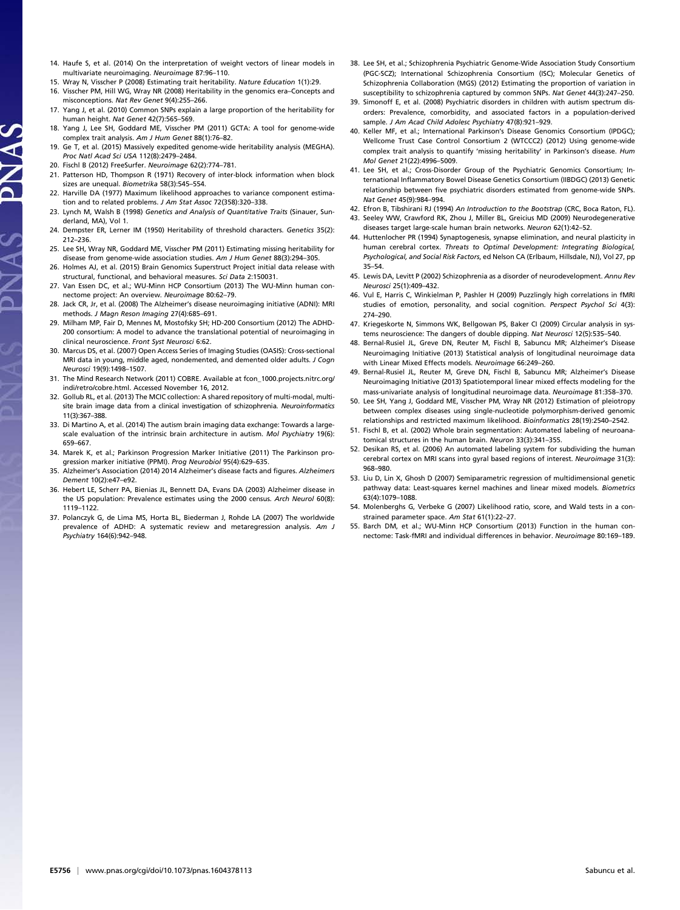14. Haufe S, et al. (2014) On the interpretation of weight vectors of linear models in multivariate neuroimaging. *Neuroimage* 87:96–110.
15. Wray N, Visscher P (2008) Estimating trait heritability. *Nature Education* 1(1):29.
16. Visscher PM, Hill WG, Wray NR (2008) Heritability in the genomics era–Concepts and misconceptions. *Nat Rev Genet* 9(4):255–266.
17. Yang J, et al. (2010) Common SNPs explain a large proportion of the heritability for human height. *Nat Genet* 42(7):565–569.
18. Yang J, Lee SH, Goddard ME, Visscher PM (2011) GCTA: A tool for genome-wide complex trait analysis. *Am J Hum Genet* 88(1):76–82.
19. Ge T, et al. (2015) Massively expedited genome-wide heritability analysis (MEGHA). *Proc Natl Acad Sci USA* 112(8):2479–2484.
20. Fischl B (2012) FreeSurfer. *Neuroimage* 62(2):774–781.
21. Patterson HD, Thompson R (1971) Recovery of inter-block information when block sizes are unequal. *Biometrika* 58(3):545–554.
22. Harville DA (1977) Maximum likelihood approaches to variance component estimation and to related problems. *J Am Stat Assoc* 72(358):320–338.
23. Lynch M, Walsh B (1998) *Genetics and Analysis of Quantitative Traits* (Sinauer, Sunderland, MA), Vol 1.
24. Dempster ER, Lerner IM (1950) Heritability of threshold characters. *Genetics* 35(2): 212–236.
25. Lee SH, Wray NR, Goddard ME, Visscher PM (2011) Estimating missing heritability for disease from genome-wide association studies. *Am J Hum Genet* 88(3):294–305.
26. Holmes AJ, et al. (2015) Brain Genomics Superstruct Project initial data release with structural, functional, and behavioral measures. *Sci Data* 2:150031.
27. Van Essen DC, et al.; WU-Minn HCP Consortium (2013) The WU-Minn human connectome project: An overview. *Neuroimage* 80:62–79.
28. Jack CR, Jr, et al. (2008) The Alzheimer's disease neuroimaging initiative (ADNI): MRI methods. *J Magn Reson Imaging* 27(4):685–691.
29. Milham MP, Fair D, Mennes M, Mostofsky SH; HD-200 Consortium (2012) The ADHD-200 consortium: A model to advance the translational potential of neuroimaging in clinical neuroscience. *Front Syst Neurosci* 6:62.
30. Marcus DS, et al. (2007) Open Access Series of Imaging Studies (OASIS): Cross-sectional MRI data in young, middle aged, nondemented, and demented older adults. *J Cogn Neurosci* 19(9):1498–1507.
31. The Mind Research Network (2011) COBRE. Available at fcon_1000.projects.nitrc.org/indi/retro/cobre.html. Accessed November 16, 2012.
32. Gollub RL, et al. (2013) The MCIC collection: A shared repository of multi-modal, multi-site brain image data from a clinical investigation of schizophrenia. *Neuroinformatics* 11(3):367–388.
33. Di Martino A, et al. (2014) The autism brain imaging data exchange: Towards a large-scale evaluation of the intrinsic brain architecture in autism. *Mol Psychiatry* 19(6): 659–667.
34. Marek K, et al.; Parkinson Progression Marker Initiative (2011) The Parkinson progression marker initiative (PPMI). *Prog Neurobiol* 95(4):629–635.
35. Alzheimer's Association (2014) 2014 Alzheimer's disease facts and figures. *Alzheimers Dement* 10(2):e47–e92.
36. Hebert LE, Scherr PA, Bienias JL, Bennett DA, Evans DA (2003) Alzheimer disease in the US population: Prevalence estimates using the 2000 census. *Arch Neurol* 60(8): 1119–1122.
37. Polanczyk G, de Lima MS, Horta BL, Biederman J, Rohde LA (2007) The worldwide prevalence of ADHD: A systematic review and metaregression analysis. *Am J Psychiatry* 164(6):942–948.
38. Lee SH, et al.; Schizophrenia Psychiatric Genome-Wide Association Study Consortium (PGC-SCZ); International Schizophrenia Consortium (ISC); Molecular Genetics of Schizophrenia Collaboration (MGS) (2012) Estimating the proportion of variation in susceptibility to schizophrenia captured by common SNPs. *Nat Genet* 44(3):247–250.
39. Simonoff E, et al. (2008) Psychiatric disorders in children with autism spectrum disorders: Prevalence, comorbidity, and associated factors in a population-derived sample. *J Am Acad Child Adolesc Psychiatry* 47(8):921–929.
40. Keller MF, et al.; International Parkinson's Disease Genomics Consortium (IPDGC); Wellcome Trust Case Control Consortium 2 (WTCCC2) (2012) Using genome-wide complex trait analysis to quantify 'missing heritability' in Parkinson's disease. *Hum Mol Genet* 21(22):4996–5009.
41. Lee SH, et al.; Cross-Disorder Group of the Psychiatric Genomics Consortium; International Inflammatory Bowel Disease Genetics Consortium (IIBDGC) (2013) Genetic relationship between five psychiatric disorders estimated from genome-wide SNPs. *Nat Genet* 45(9):984–994.
42. Efron B, Tibshirani RJ (1994) *An Introduction to the Bootstrap* (CRC, Boca Raton, FL).
43. Seeley WW, Crawford RK, Zhou J, Miller BL, Greicius MD (2009) Neurodegenerative diseases target large-scale human brain networks. *Neuron* 62(1):42–52.
44. Huttenlocher PR (1994) Synaptogenesis, synapse elimination, and neural plasticity in human cerebral cortex. *Threats to Optimal Development: Integrating Biological, Psychological, and Social Risk Factors*, ed Nelson CA (Erlbaum, Hillsdale, NJ), Vol 27, pp 35–54.
45. Lewis DA, Levitt P (2002) Schizophrenia as a disorder of neurodevelopment. *Annu Rev Neurosci* 25(1):409–432.
46. Vul E, Harris C, Winkielman P, Pashler H (2009) Puzzlingly high correlations in fMRI studies of emotion, personality, and social cognition. *Perspect Psychol Sci* 4(3): 274–290.
47. Kriegeskorte N, Simmons WK, Bellgowan PS, Baker CI (2009) Circular analysis in systems neuroscience: The dangers of double dipping. *Nat Neurosci* 12(5):535–540.
48. Bernal-Rusiel JL, Greve DN, Reuter M, Fischl B, Sabuncu MR; Alzheimer's Disease Neuroimaging Initiative (2013) Statistical analysis of longitudinal neuroimage data with Linear Mixed Effects models. *Neuroimage* 66:249–260.
49. Bernal-Rusiel JL, Reuter M, Greve DN, Fischl B, Sabuncu MR; Alzheimer's Disease Neuroimaging Initiative (2013) Spatiotemporal linear mixed effects modeling for the mass-univariate analysis of longitudinal neuroimage data. *Neuroimage* 81:358–370.
50. Lee SH, Yang J, Goddard ME, Visscher PM, Wray NR (2012) Estimation of pleiotropy between complex diseases using single-nucleotide polymorphism-derived genomic relationships and restricted maximum likelihood. *Bioinformatics* 28(19):2540–2542.
51. Fischl B, et al. (2002) Whole brain segmentation: Automated labeling of neuroanatomical structures in the human brain. *Neuron* 33(3):341–355.
52. Desikan RS, et al. (2006) An automated labeling system for subdividing the human cerebral cortex on MRI scans into gyral based regions of interest. *Neuroimage* 31(3): 968–980.
53. Liu D, Lin X, Ghosh D (2007) Semiparametric regression of multidimensional genetic pathway data: Least-squares kernel machines and linear mixed models. *Biometrics* 63(4):1079–1088.
54. Molenberghs G, Verbeke G (2007) Likelihood ratio, score, and Wald tests in a constrained parameter space. *Am Stat* 61(1):22–27.
55. Barch DM, et al.; WU-Minn HCP Consortium (2013) Function in the human connectome: Task-fMRI and individual differences in behavior. *Neuroimage* 80:169–189.